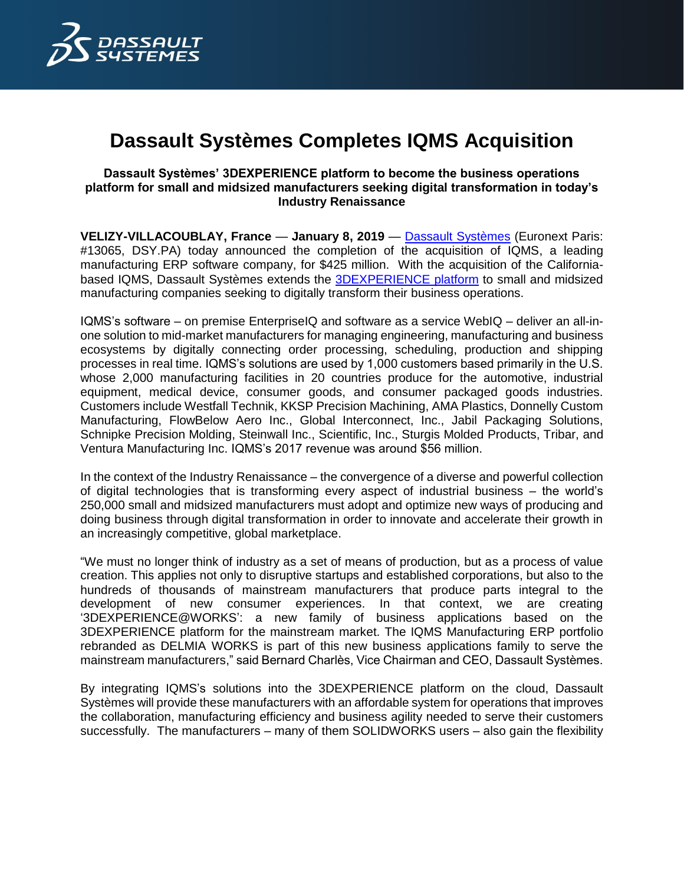# Dassault Systèmes Completes IQMS Acquisition

**Dassault Systèmes' 3DEXPERIENCE platform to become the business operations platform for small and midsized manufacturers seeking digital transformation in today's Industry Renaissance**

**VELIZY-VILLACOUBLAY, France** — **January 8, 2019** — Dassault Systèmes (Euronext Paris: #13065, DSY.PA) today announced the completion of the acquisition of IQMS, a leading manufacturing ERP software company, for $425 million. With the acquisition of the California-based IQMS, Dassault Systèmes extends the 3DEXPERIENCE platform to small and midsized manufacturing companies seeking to digitally transform their business operations.

IQMS's software – on premise EnterpriseIQ and software as a service WebIQ – deliver an all-in-one solution to mid-market manufacturers for managing engineering, manufacturing and business ecosystems by digitally connecting order processing, scheduling, production and shipping processes in real time. IQMS's solutions are used by 1,000 customers based primarily in the U.S. whose 2,000 manufacturing facilities in 20 countries produce for the automotive, industrial equipment, medical device, consumer goods, and consumer packaged goods industries. Customers include Westfall Technik, KKSP Precision Machining, AMA Plastics, Donnelly Custom Manufacturing, FlowBelow Aero Inc., Global Interconnect, Inc., Jabil Packaging Solutions, Schnipke Precision Molding, Steinwall Inc., Scientific, Inc., Sturgis Molded Products, Tribar, and Ventura Manufacturing Inc. IQMS's 2017 revenue was around $56 million.

In the context of the Industry Renaissance – the convergence of a diverse and powerful collection of digital technologies that is transforming every aspect of industrial business – the world's 250,000 small and midsized manufacturers must adopt and optimize new ways of producing and doing business through digital transformation in order to innovate and accelerate their growth in an increasingly competitive, global marketplace.

"We must no longer think of industry as a set of means of production, but as a process of value creation. This applies not only to disruptive startups and established corporations, but also to the hundreds of thousands of mainstream manufacturers that produce parts integral to the development of new consumer experiences. In that context, we are creating '3DEXPERIENCE@WORKS': a new family of business applications based on the 3DEXPERIENCE platform for the mainstream market. The IQMS Manufacturing ERP portfolio rebranded as DELMIA WORKS is part of this new business applications family to serve the mainstream manufacturers," said Bernard Charlès, Vice Chairman and CEO, Dassault Systèmes.

By integrating IQMS's solutions into the 3DEXPERIENCE platform on the cloud, Dassault Systèmes will provide these manufacturers with an affordable system for operations that improves the collaboration, manufacturing efficiency and business agility needed to serve their customers successfully. The manufacturers – many of them SOLIDWORKS users – also gain the flexibility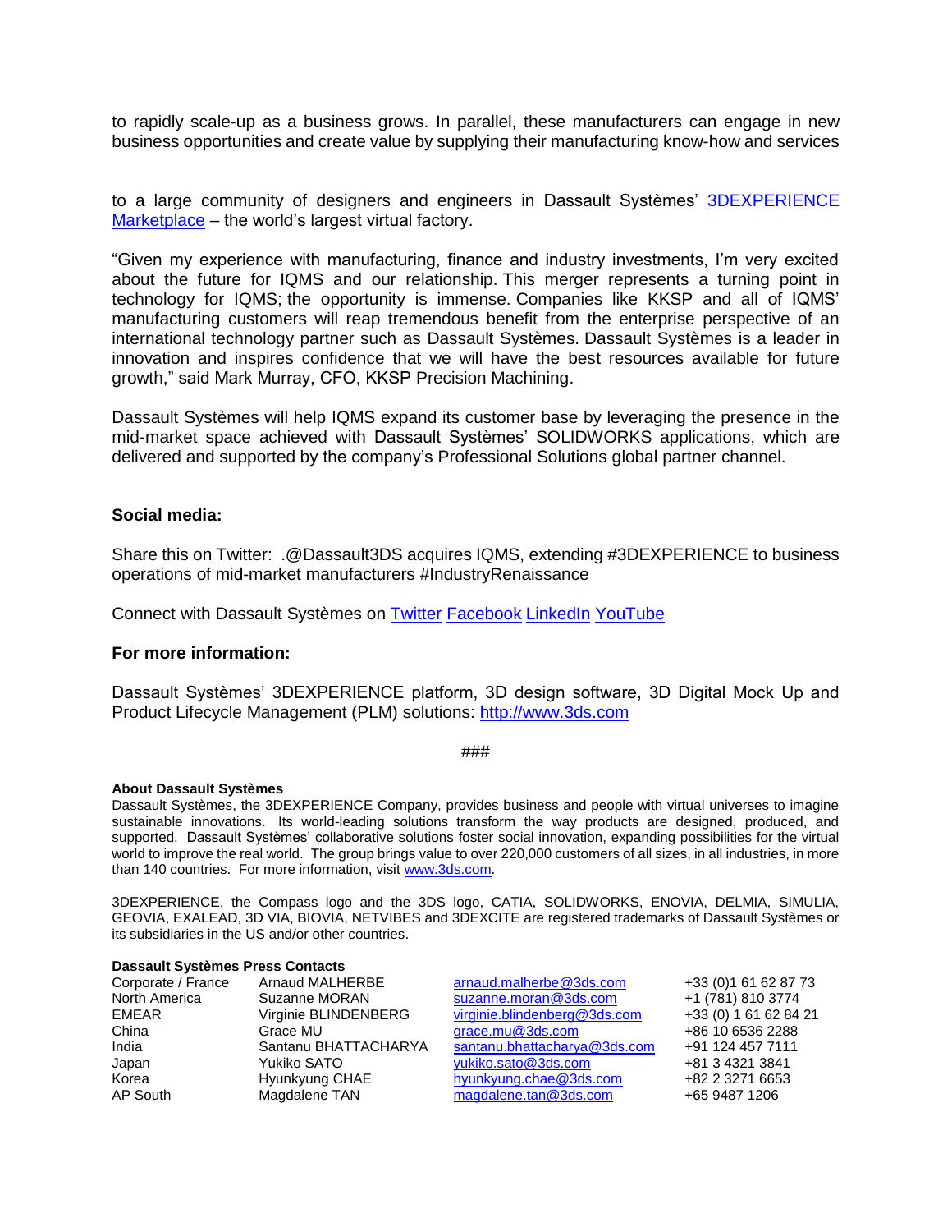to rapidly scale-up as a business grows. In parallel, these manufacturers can engage in new business opportunities and create value by supplying their manufacturing know-how and services

to a large community of designers and engineers in Dassault Systèmes' 3DEXPERIENCE Marketplace – the world's largest virtual factory.

"Given my experience with manufacturing, finance and industry investments, I'm very excited about the future for IQMS and our relationship. This merger represents a turning point in technology for IQMS; the opportunity is immense. Companies like KKSP and all of IQMS' manufacturing customers will reap tremendous benefit from the enterprise perspective of an international technology partner such as Dassault Systèmes. Dassault Systèmes is a leader in innovation and inspires confidence that we will have the best resources available for future growth," said Mark Murray, CFO, KKSP Precision Machining.

Dassault Systèmes will help IQMS expand its customer base by leveraging the presence in the mid-market space achieved with Dassault Systèmes' SOLIDWORKS applications, which are delivered and supported by the company's Professional Solutions global partner channel.

**Social media:**

Share this on Twitter: .@Dassault3DS acquires IQMS, extending #3DEXPERIENCE to business operations of mid-market manufacturers #IndustryRenaissance

Connect with Dassault Systèmes on Twitter Facebook LinkedIn YouTube

**For more information:**

Dassault Systèmes' 3DEXPERIENCE platform, 3D design software, 3D Digital Mock Up and Product Lifecycle Management (PLM) solutions: http://www.3ds.com

###

**About Dassault Systèmes**
Dassault Systèmes, the 3DEXPERIENCE Company, provides business and people with virtual universes to imagine sustainable innovations. Its world-leading solutions transform the way products are designed, produced, and supported. Dassault Systèmes' collaborative solutions foster social innovation, expanding possibilities for the virtual world to improve the real world. The group brings value to over 220,000 customers of all sizes, in all industries, in more than 140 countries. For more information, visit www.3ds.com.

3DEXPERIENCE, the Compass logo and the 3DS logo, CATIA, SOLIDWORKS, ENOVIA, DELMIA, SIMULIA, GEOVIA, EXALEAD, 3D VIA, BIOVIA, NETVIBES and 3DEXCITE are registered trademarks of Dassault Systèmes or its subsidiaries in the US and/or other countries.

**Dassault Systèmes Press Contacts**

| | | | |
|---|---|---|---|
| Corporate / France | Arnaud MALHERBE | arnaud.malherbe@3ds.com | +33 (0)1 61 62 87 73 |
| North America | Suzanne MORAN | suzanne.moran@3ds.com | +1 (781) 810 3774 |
| EMEAR | Virginie BLINDENBERG | virginie.blindenberg@3ds.com | +33 (0) 1 61 62 84 21 |
| China | Grace MU | grace.mu@3ds.com | +86 10 6536 2288 |
| India | Santanu BHATTACHARYA | santanu.bhattacharya@3ds.com | +91 124 457 7111 |
| Japan | Yukiko SATO | yukiko.sato@3ds.com | +81 3 4321 3841 |
| Korea | Hyunkyung CHAE | hyunkyung.chae@3ds.com | +82 2 3271 6653 |
| AP South | Magdalene TAN | magdalene.tan@3ds.com | +65 9487 1206 |